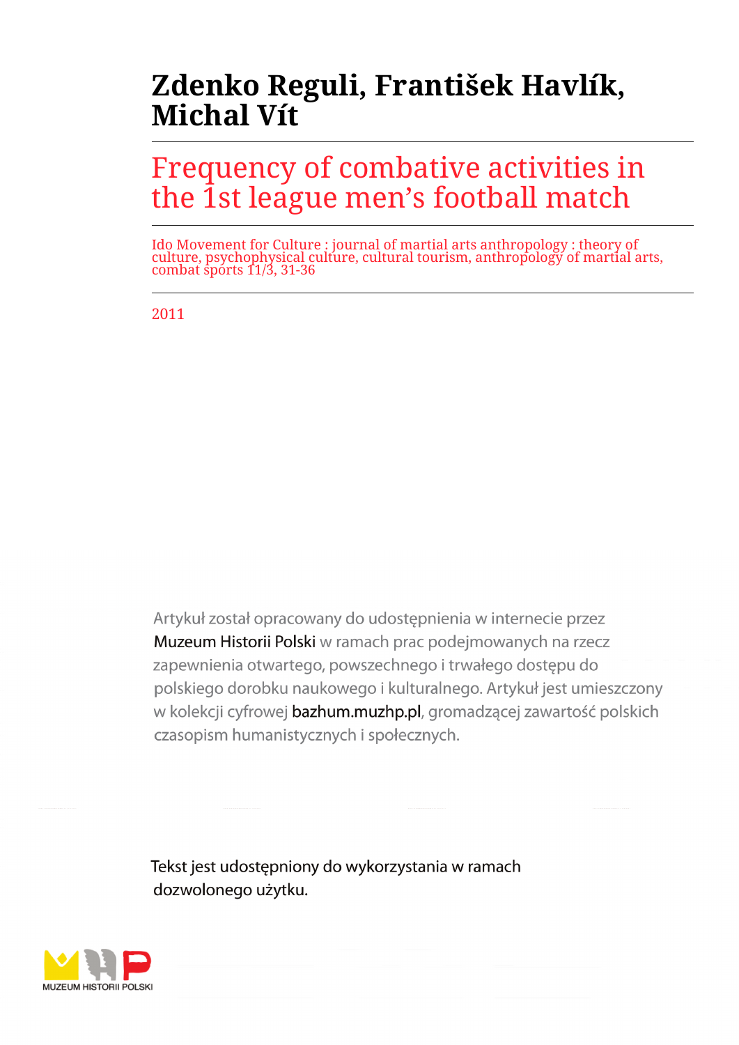# Zdenko Reguli, František Havlík, Michal Vít

## Frequency of combative activities in the 1st league men's football match

Ido Movement for Culture : journal of martial arts anthropology : theory of culture, psychophysical culture, cultural tourism, anthropology of martial arts, combat sports 11/3, 31-36

2011

Artykuł został opracowany do udostępnienia w internecie przez Muzeum Historii Polski w ramach prac podejmowanych na rzecz zapewnienia otwartego, powszechnego i trwałego dostępu do polskiego dorobku naukowego i kulturalnego. Artykuł jest umieszczony w kolekcji cyfrowej bazhum.muzhp.pl, gromadzącej zawartość polskich czasopism humanistycznych i społecznych.

Tekst jest udostępniony do wykorzystania w ramach dozwolonego użytku.

MUZEUM HISTORII POLSKI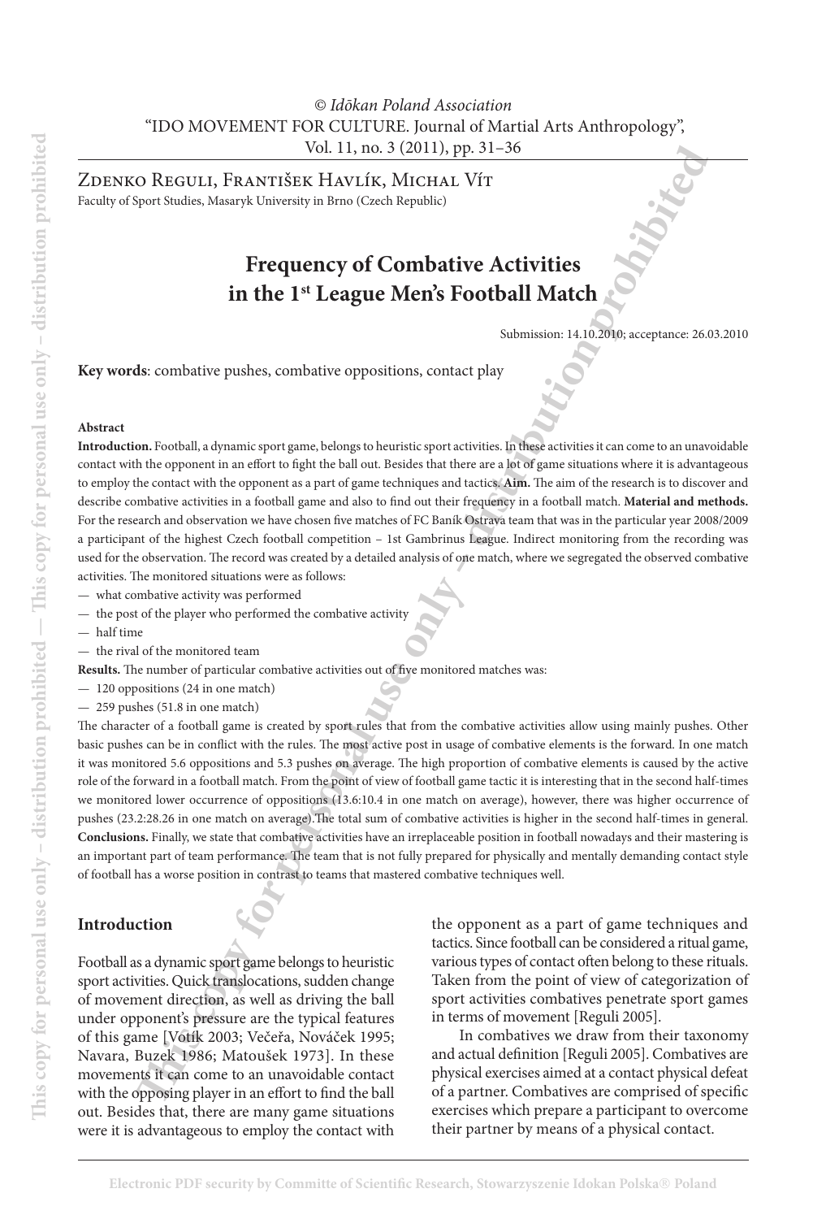Zdenko Reguli, František Havlík, Michal Vít

Faculty of Sport Studies, Masaryk University in Brno (Czech Republic)

# Frequency of Combative Activities in the 1st League Men's Football Match

Submission: 14.10.2010; acceptance: 26.03.2010

**Key words**: combative pushes, combative oppositions, contact play

#### Abstract

**Introduction.** Football, a dynamic sport game, belongs to heuristic sport activities. In these activities it can come to an unavoidable contact with the opponent in an effort to fight the ball out. Besides that there are a lot of game situations where it is advantageous to employ the contact with the opponent as a part of game techniques and tactics. **Aim.** The aim of the research is to discover and describe combative activities in a football game and also to find out their frequency in a football match. **Material and methods.** For the research and observation we have chosen five matches of FC Baník Ostrava team that was in the particular year 2008/2009 a participant of the highest Czech football competition – 1st Gambrinus League. Indirect monitoring from the recording was used for the observation. The record was created by a detailed analysis of one match, where we segregated the observed combative activities. The monitored situations were as follows:

- what combative activity was performed
- the post of the player who performed the combative activity
- half time
- the rival of the monitored team

**Results.** The number of particular combative activities out of five monitored matches was:

- 120 oppositions (24 in one match)
- 259 pushes (51.8 in one match)

The character of a football game is created by sport rules that from the combative activities allow using mainly pushes. Other basic pushes can be in conflict with the rules. The most active post in usage of combative elements is the forward. In one match it was monitored 5.6 oppositions and 5.3 pushes on average. The high proportion of combative elements is caused by the active role of the forward in a football match. From the point of view of football game tactic it is interesting that in the second half-times we monitored lower occurrence of oppositions (13.6:10.4 in one match on average), however, there was higher occurrence of pushes (23.2:28.26 in one match on average).The total sum of combative activities is higher in the second half-times in general. **Conclusions.** Finally, we state that combative activities have an irreplaceable position in football nowadays and their mastering is an important part of team performance. The team that is not fully prepared for physically and mentally demanding contact style of football has a worse position in contrast to teams that mastered combative techniques well.

## Introduction

Football as a dynamic sport game belongs to heuristic sport activities. Quick translocations, sudden change of movement direction, as well as driving the ball under opponent's pressure are the typical features of this game [Votík 2003; Večeřa, Nováček 1995; Navara, Buzek 1986; Matoušek 1973]. In these movements it can come to an unavoidable contact with the opposing player in an effort to find the ball out. Besides that, there are many game situations were it is advantageous to employ the contact with the opponent as a part of game techniques and tactics. Since football can be considered a ritual game, various types of contact often belong to these rituals. Taken from the point of view of categorization of sport activities combatives penetrate sport games in terms of movement [Reguli 2005].

In combatives we draw from their taxonomy and actual definition [Reguli 2005]. Combatives are physical exercises aimed at a contact physical defeat of a partner. Combatives are comprised of specific exercises which prepare a participant to overcome their partner by means of a physical contact.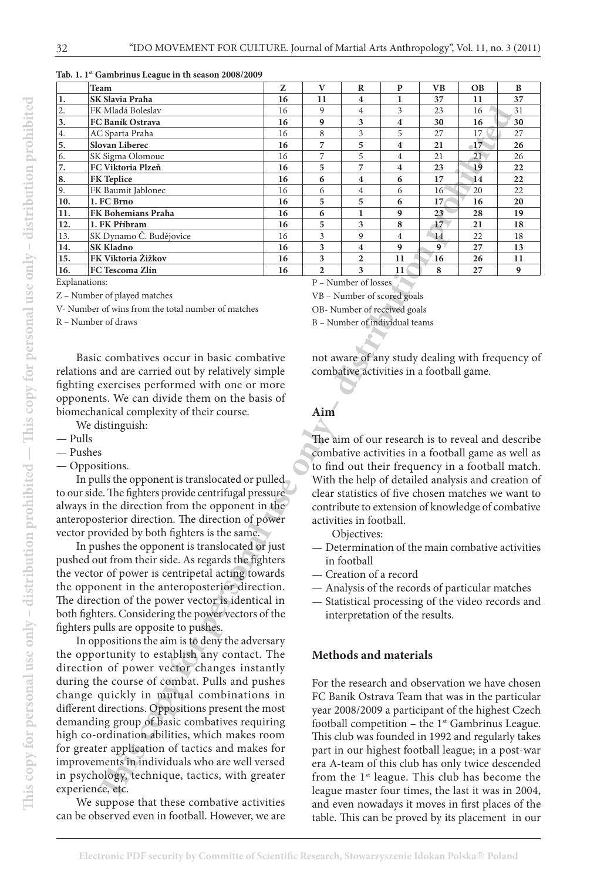**Tab. 1. 1st Gambrinus League in th season 2008/2009**

| | Team | Z | V | R | P | VB | OB | B |
|---|---|---|---|---|---|---|---|---|
| **1.** | **SK Slavia Praha** | **16** | **11** | **4** | **1** | **37** | **11** | **37** |
| 2. | FK Mladá Boleslav | 16 | 9 | 4 | 3 | 23 | 16 | 31 |
| **3.** | **FC Baník Ostrava** | **16** | **9** | **3** | **4** | **30** | **16** | **30** |
| 4. | AC Sparta Praha | 16 | 8 | 3 | 5 | 27 | 17 | 27 |
| **5.** | **Slovan Liberec** | **16** | **7** | **5** | **4** | **21** | **17** | **26** |
| 6. | SK Sigma Olomouc | 16 | 7 | 5 | 4 | 21 | 21 | 26 |
| **7.** | **FC Viktoria Plzeň** | **16** | **5** | **7** | **4** | **23** | **19** | **22** |
| **8.** | **FK Teplice** | **16** | **6** | **4** | **6** | **17** | **14** | **22** |
| 9. | FK Baumit Jablonec | 16 | 6 | 4 | 6 | 16 | 20 | 22 |
| **10.** | **1. FC Brno** | **16** | **5** | **5** | **6** | **17** | **16** | **20** |
| **11.** | **FK Bohemians Praha** | **16** | **6** | **1** | **9** | **23** | **28** | **19** |
| **12.** | **1. FK Příbram** | **16** | **5** | **3** | **8** | **17** | **21** | **18** |
| 13. | SK Dynamo Č. Budějovice | 16 | 3 | 9 | 4 | 14 | 22 | 18 |
| **14.** | **SK Kladno** | **16** | **3** | **4** | **9** | **9** | **27** | **13** |
| **15.** | **FK Viktoria Žižkov** | **16** | **3** | **2** | **11** | **16** | **26** | **11** |
| **16.** | **FC Tescoma Zlín** | **16** | **2** | **3** | **11** | **8** | **27** | **9** |

Explanations:

Z – Number of played matches

V- Number of wins from the total number of matches

R – Number of draws

P – Number of losses

VB – Number of scored goals

OB- Number of received goals

B – Number of individual teams

Basic combatives occur in basic combative relations and are carried out by relatively simple fighting exercises performed with one or more opponents. We can divide them on the basis of biomechanical complexity of their course.

We distinguish:

- Pulls
- Pushes
- Oppositions.

In pulls the opponent is translocated or pulled to our side. The fighters provide centrifugal pressure always in the direction from the opponent in the anteroposterior direction. The direction of power vector provided by both fighters is the same.

In pushes the opponent is translocated or just pushed out from their side. As regards the fighters the vector of power is centripetal acting towards the opponent in the anteroposterior direction. The direction of the power vector is identical in both fighters. Considering the power vectors of the fighters pulls are opposite to pushes.

In oppositions the aim is to deny the adversary the opportunity to establish any contact. The direction of power vector changes instantly during the course of combat. Pulls and pushes change quickly in mutual combinations in different directions. Oppositions present the most demanding group of basic combatives requiring high co-ordination abilities, which makes room for greater application of tactics and makes for improvements in individuals who are well versed in psychology, technique, tactics, with greater experience, etc.

We suppose that these combative activities can be observed even in football. However, we are not aware of any study dealing with frequency of combative activities in a football game.

## Aim

The aim of our research is to reveal and describe combative activities in a football game as well as to find out their frequency in a football match. With the help of detailed analysis and creation of clear statistics of five chosen matches we want to contribute to extension of knowledge of combative activities in football.

Objectives:

- Determination of the main combative activities in football
- Creation of a record
- Analysis of the records of particular matches
- Statistical processing of the video records and interpretation of the results.

## Methods and materials

For the research and observation we have chosen FC Baník Ostrava Team that was in the particular year 2008/2009 a participant of the highest Czech football competition – the 1st Gambrinus League. This club was founded in 1992 and regularly takes part in our highest football league; in a post-war era A-team of this club has only twice descended from the 1st league. This club has become the league master four times, the last it was in 2004, and even nowadays it moves in first places of the table. This can be proved by its placement in our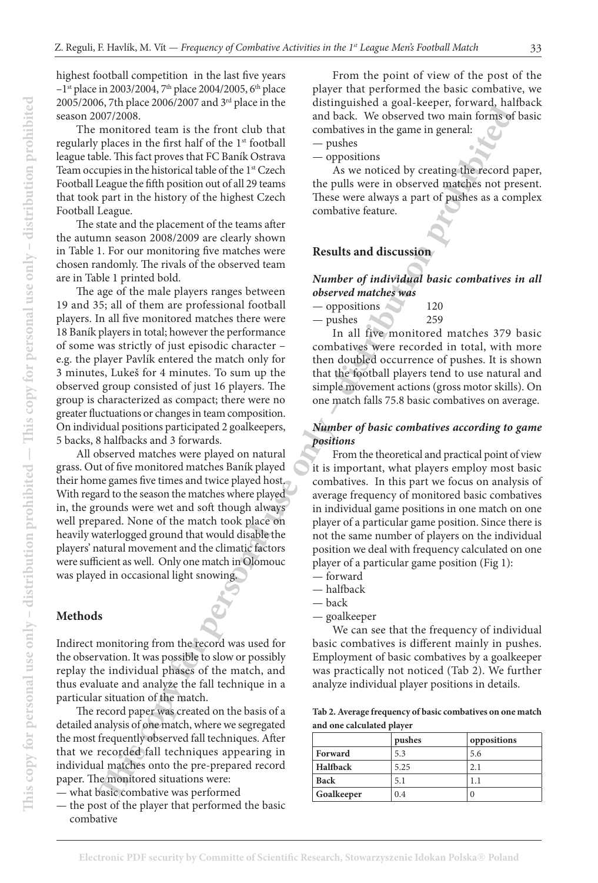highest football competition in the last five years –1[st] place in 2003/2004, 7[th] place 2004/2005, 6[th] place 2005/2006, 7th place 2006/2007 and 3[rd] place in the season 2007/2008.

The monitored team is the front club that regularly places in the first half of the 1[st] football league table. This fact proves that FC Baník Ostrava Team occupies in the historical table of the 1[st] Czech Football League the fifth position out of all 29 teams that took part in the history of the highest Czech Football League.

The state and the placement of the teams after the autumn season 2008/2009 are clearly shown in Table 1. For our monitoring five matches were chosen randomly. The rivals of the observed team are in Table 1 printed bold.

The age of the male players ranges between 19 and 35; all of them are professional football players. In all five monitored matches there were 18 Baník players in total; however the performance of some was strictly of just episodic character – e.g. the player Pavlík entered the match only for 3 minutes, Lukeš for 4 minutes. To sum up the observed group consisted of just 16 players. The group is characterized as compact; there were no greater fluctuations or changes in team composition. On individual positions participated 2 goalkeepers, 5 backs, 8 halfbacks and 3 forwards.

All observed matches were played on natural grass. Out of five monitored matches Baník played their home games five times and twice played host. With regard to the season the matches where played in, the grounds were wet and soft though always well prepared. None of the match took place on heavily waterlogged ground that would disable the players' natural movement and the climatic factors were sufficient as well. Only one match in Olomouc was played in occasional light snowing.

## Methods

Indirect monitoring from the record was used for the observation. It was possible to slow or possibly replay the individual phases of the match, and thus evaluate and analyze the fall technique in a particular situation of the match.

The record paper was created on the basis of a detailed analysis of one match, where we segregated the most frequently observed fall techniques. After that we recorded fall techniques appearing in individual matches onto the pre-prepared record paper. The monitored situations were:

- what basic combative was performed
- the post of the player that performed the basic combative

From the point of view of the post of the player that performed the basic combative, we distinguished a goal-keeper, forward, halfback and back. We observed two main forms of basic combatives in the game in general:

- pushes
- oppositions

As we noticed by creating the record paper, the pulls were in observed matches not present. These were always a part of pushes as a complex combative feature.

## Results and discussion

### *Number of individual basic combatives in all observed matches was*

- oppositions 120
- pushes 259

In all five monitored matches 379 basic combatives were recorded in total, with more then doubled occurrence of pushes. It is shown that the football players tend to use natural and simple movement actions (gross motor skills). On one match falls 75.8 basic combatives on average.

### *Number of basic combatives according to game positions*

From the theoretical and practical point of view it is important, what players employ most basic combatives. In this part we focus on analysis of average frequency of monitored basic combatives in individual game positions in one match on one player of a particular game position. Since there is not the same number of players on the individual position we deal with frequency calculated on one player of a particular game position (Fig 1):

- forward
- halfback
- back
- goalkeeper

We can see that the frequency of individual basic combatives is different mainly in pushes. Employment of basic combatives by a goalkeeper was practically not noticed (Tab 2). We further analyze individual player positions in details.

**Tab 2. Average frequency of basic combatives on one match and one calculated player**

| | pushes | oppositions |
|---|---|---|
| **Forward** | 5.3 | 5.6 |
| **Halfback** | 5.25 | 2.1 |
| **Back** | 5.1 | 1.1 |
| **Goalkeeper** | 0.4 | 0 |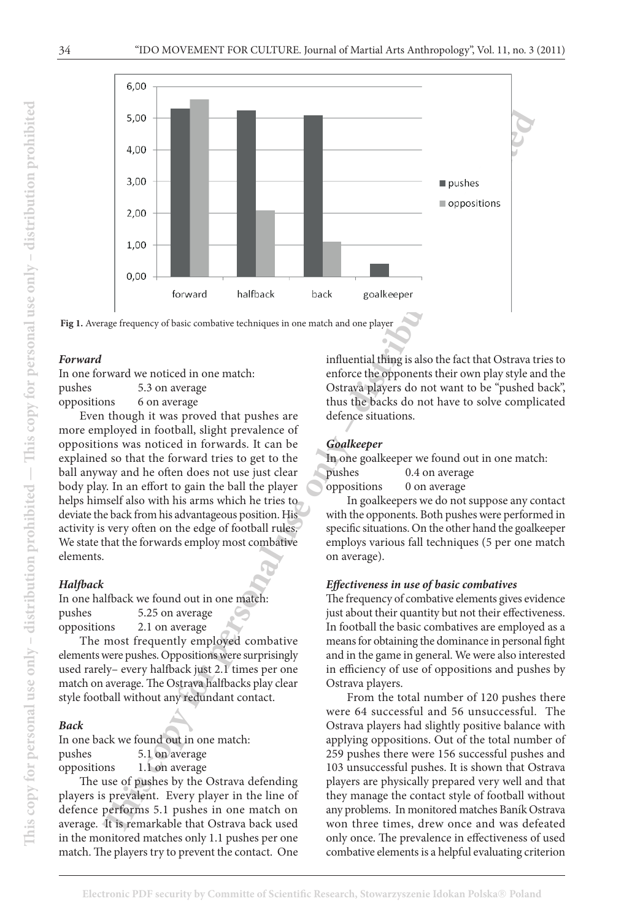Fig 1. Average frequency of basic combative techniques in one match and one player

*Forward*

In one forward we noticed in one match:

pushes 5.3 on average
oppositions 6 on average

Even though it was proved that pushes are more employed in football, slight prevalence of oppositions was noticed in forwards. It can be explained so that the forward tries to get to the ball anyway and he often does not use just clear body play. In an effort to gain the ball the player helps himself also with his arms which he tries to deviate the back from his advantageous position. His activity is very often on the edge of football rules. We state that the forwards employ most combative elements.

*Halfback*

In one halfback we found out in one match:

pushes 5.25 on average
oppositions 2.1 on average

The most frequently employed combative elements were pushes. Oppositions were surprisingly used rarely– every halfback just 2.1 times per one match on average. The Ostrava halfbacks play clear style football without any redundant contact.

*Back*

In one back we found out in one match:

pushes 5.1 on average
oppositions 1.1 on average

The use of pushes by the Ostrava defending players is prevalent. Every player in the line of defence performs 5.1 pushes in one match on average. It is remarkable that Ostrava back used in the monitored matches only 1.1 pushes per one match. The players try to prevent the contact. One influential thing is also the fact that Ostrava tries to enforce the opponents their own play style and the Ostrava players do not want to be "pushed back", thus the backs do not have to solve complicated defence situations.

*Goalkeeper*

In one goalkeeper we found out in one match:

pushes 0.4 on average
oppositions 0 on average

In goalkeepers we do not suppose any contact with the opponents. Both pushes were performed in specific situations. On the other hand the goalkeeper employs various fall techniques (5 per one match on average).

*Effectiveness in use of basic combatives*

The frequency of combative elements gives evidence just about their quantity but not their effectiveness. In football the basic combatives are employed as a means for obtaining the dominance in personal fight and in the game in general. We were also interested in efficiency of use of oppositions and pushes by Ostrava players.

From the total number of 120 pushes there were 64 successful and 56 unsuccessful. The Ostrava players had slightly positive balance with applying oppositions. Out of the total number of 259 pushes there were 156 successful pushes and 103 unsuccessful pushes. It is shown that Ostrava players are physically prepared very well and that they manage the contact style of football without any problems. In monitored matches Baník Ostrava won three times, drew once and was defeated only once. The prevalence in effectiveness of used combative elements is a helpful evaluating criterion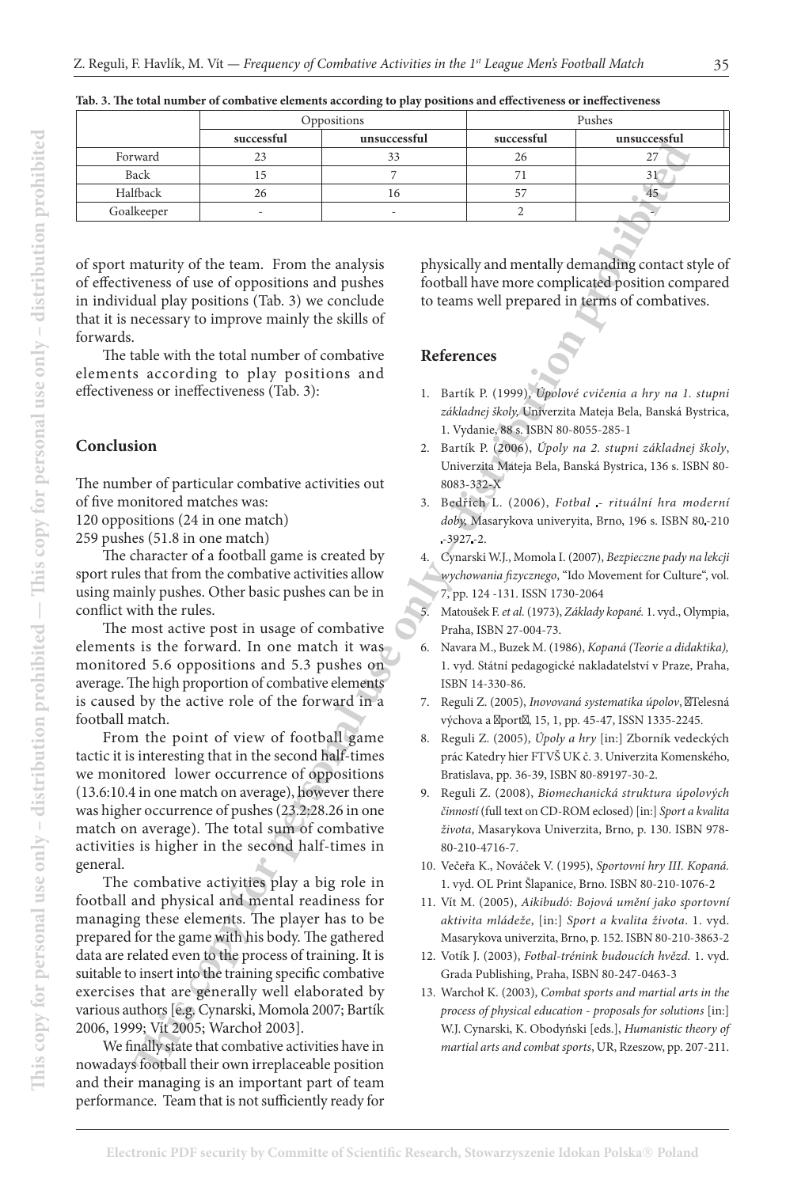**Tab. 3. The total number of combative elements according to play positions and effectiveness or ineffectiveness**

| | Oppositions | | Pushes | |
|---|---|---|---|---|
| | successful | unsuccessful | successful | unsuccessful |
| Forward | 23 | 33 | 26 | 27 |
| Back | 15 | 7 | 71 | 31 |
| Halfback | 26 | 16 | 57 | 45 |
| Goalkeeper | - | - | 2 | - |

of sport maturity of the team. From the analysis of effectiveness of use of oppositions and pushes in individual play positions (Tab. 3) we conclude that it is necessary to improve mainly the skills of forwards.

The table with the total number of combative elements according to play positions and effectiveness or ineffectiveness (Tab. 3):

## Conclusion

The number of particular combative activities out of five monitored matches was:
120 oppositions (24 in one match)
259 pushes (51.8 in one match)

The character of a football game is created by sport rules that from the combative activities allow using mainly pushes. Other basic pushes can be in conflict with the rules.

The most active post in usage of combative elements is the forward. In one match it was monitored 5.6 oppositions and 5.3 pushes on average. The high proportion of combative elements is caused by the active role of the forward in a football match.

From the point of view of football game tactic it is interesting that in the second half-times we monitored lower occurrence of oppositions (13.6:10.4 in one match on average), however there was higher occurrence of pushes (23.2:28.26 in one match on average). The total sum of combative activities is higher in the second half-times in general.

The combative activities play a big role in football and physical and mental readiness for managing these elements. The player has to be prepared for the game with his body. The gathered data are related even to the process of training. It is suitable to insert into the training specific combative exercises that are generally well elaborated by various authors [e.g. Cynarski, Momola 2007; Bartík 2006, 1999; Vít 2005; Warchoł 2003].

We finally state that combative activities have in nowadays football their own irreplaceable position and their managing is an important part of team performance. Team that is not sufficiently ready for physically and mentally demanding contact style of football have more complicated position compared to teams well prepared in terms of combatives.

## References

1. Bartík P. (1999), *Úpolové cvičenia a hry na 1. stupni základnej školy,* Univerzita Mateja Bela, Banská Bystrica, 1. Vydanie, 88 s. ISBN 80-8055-285-1
2. Bartík P. (2006), *Úpoly na 2. stupni základnej školy*, Univerzita Mateja Bela, Banská Bystrica, 136 s. ISBN 80-8083-332-X
3. Bedřich L. (2006), *Fotbal - rituální hra moderní doby,* Masarykova univeryita, Brno, 196 s. ISBN 80-210-3927-2.
4. Cynarski W.J., Momola I. (2007), *Bezpieczne pady na lekcji wychowania fizycznego*, "Ido Movement for Culture", vol. 7, pp. 124 -131. ISSN 1730-2064
5. Matoušek F. *et al.* (1973), *Základy kopané.* 1. vyd., Olympia, Praha, ISBN 27-004-73.
6. Navara M., Buzek M. (1986), *Kopaná (Teorie a didaktika),* 1. vyd. Státní pedagogické nakladatelství v Praze, Praha, ISBN 14-330-86.
7. Reguli Z. (2005), *Inovovaná systematika úpolov*, Telesná výchova a šport, 15, 1, pp. 45-47, ISSN 1335-2245.
8. Reguli Z. (2005), *Úpoly a hry* [in:] Zborník vedeckých prác Katedry hier FTVŠ UK č. 3. Univerzita Komenského, Bratislava, pp. 36-39, ISBN 80-89197-30-2.
9. Reguli Z. (2008), *Biomechanická struktura úpolových činností* (full text on CD-ROM eclosed) [in:] *Sport a kvalita života*, Masarykova Univerzita, Brno, p. 130. ISBN 978-80-210-4716-7.
10. Večeřa K., Nováček V. (1995), *Sportovní hry III. Kopaná.* 1. vyd. OL Print Šlapanice, Brno. ISBN 80-210-1076-2
11. Vít M. (2005), *Aikibudó: Bojová umění jako sportovní aktivita mládeže*, [in:] *Sport a kvalita života*. 1. vyd. Masarykova univerzita, Brno, p. 152. ISBN 80-210-3863-2
12. Votík J. (2003), *Fotbal-trénink budoucích hvězd.* 1. vyd. Grada Publishing, Praha, ISBN 80-247-0463-3
13. Warchoł K. (2003), *Combat sports and martial arts in the process of physical education - proposals for solutions* [in:] W.J. Cynarski, K. Obodyński [eds.], *Humanistic theory of martial arts and combat sports*, UR, Rzeszow, pp. 207-211.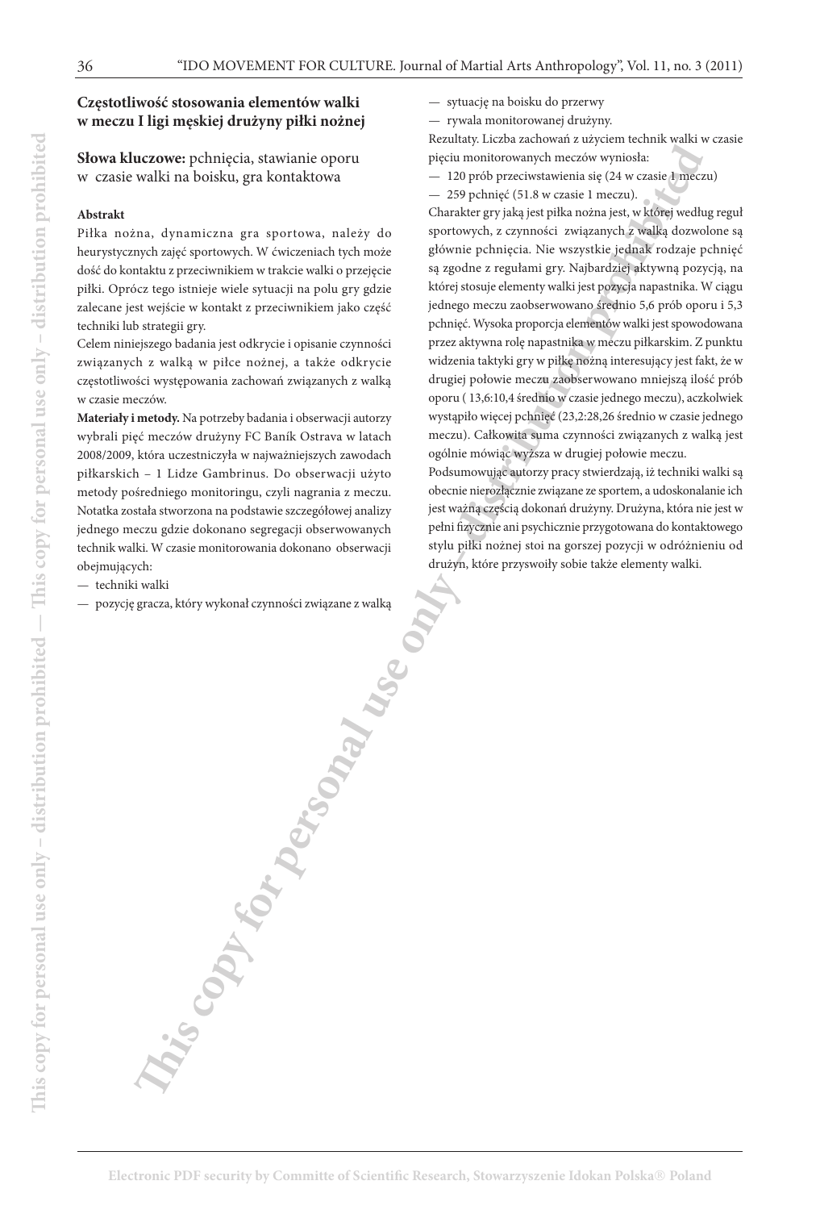## Częstotliwość stosowania elementów walki w meczu I ligi męskiej drużyny piłki nożnej

**Słowa kluczowe:** pchnięcia, stawianie oporu w czasie walki na boisku, gra kontaktowa

#### Abstrakt

Piłka nożna, dynamiczna gra sportowa, należy do heurystycznych zajęć sportowych. W ćwiczeniach tych może dość do kontaktu z przeciwnikiem w trakcie walki o przejęcie piłki. Oprócz tego istnieje wiele sytuacji na polu gry gdzie zalecane jest wejście w kontakt z przeciwnikiem jako część techniki lub strategii gry.

Celem niniejszego badania jest odkrycie i opisanie czynności związanych z walką w piłce nożnej, a także odkrycie częstotliwości występowania zachowań związanych z walką w czasie meczów.

**Materiały i metody.** Na potrzeby badania i obserwacji autorzy wybrali pięć meczów drużyny FC Baník Ostrava w latach 2008/2009, która uczestniczyła w najważniejszych zawodach piłkarskich – 1 Lidze Gambrinus. Do obserwacji użyto metody pośredniego monitoringu, czyli nagrania z meczu. Notatka została stworzona na podstawie szczegółowej analizy jednego meczu gdzie dokonano segregacji obserwowanych technik walki. W czasie monitorowania dokonano obserwacji obejmujących:

— techniki walki
— pozycję gracza, który wykonał czynności związane z walką
— sytuację na boisku do przerwy
— rywala monitorowanej drużyny.

Rezultaty. Liczba zachowań z użyciem technik walki w czasie pięciu monitorowanych meczów wyniosła:

— 120 prób przeciwstawienia się (24 w czasie 1 meczu)
— 259 pchnięć (51.8 w czasie 1 meczu).

Charakter gry jaką jest piłka nożna jest, w której według reguł sportowych, z czynności związanych z walką dozwolone są głównie pchnięcia. Nie wszystkie jednak rodzaje pchnięć są zgodne z regułami gry. Najbardziej aktywną pozycją, na której stosuje elementy walki jest pozycja napastnika. W ciągu jednego meczu zaobserwowano średnio 5,6 prób oporu i 5,3 pchnięć. Wysoka proporcja elementów walki jest spowodowana przez aktywna rolę napastnika w meczu piłkarskim. Z punktu widzenia taktyki gry w piłkę nożną interesujący jest fakt, że w drugiej połowie meczu zaobserwowano mniejszą ilość prób oporu ( 13,6:10,4 średnio w czasie jednego meczu), aczkolwiek wystąpiło więcej pchnięć (23,2:28,26 średnio w czasie jednego meczu). Całkowita suma czynności związanych z walką jest ogólnie mówiąc wyższa w drugiej połowie meczu.

Podsumowując autorzy pracy stwierdzają, iż techniki walki są obecnie nierozłącznie związane ze sportem, a udoskonalanie ich jest ważną częścią dokonań drużyny. Drużyna, która nie jest w pełni fizycznie ani psychicznie przygotowana do kontaktowego stylu piłki nożnej stoi na gorszej pozycji w odróżnieniu od drużyn, które przyswoiły sobie także elementy walki.